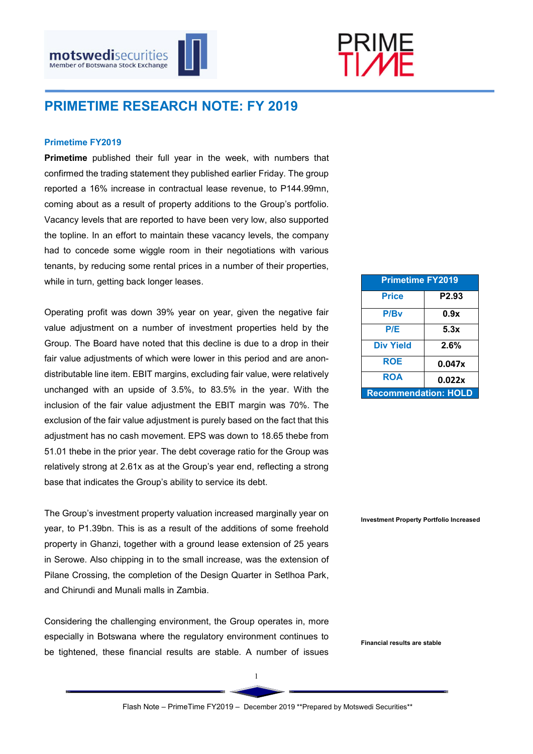# PRIMETIME RESEARCH NOTE: FY 2019

### Primetime FY2019

**Primetime** published their full year in the week, with numbers that confirmed the trading statement they published earlier Friday. The group reported a 16% increase in contractual lease revenue, to P144.99mn, coming about as a result of property additions to the Group's portfolio. Vacancy levels that are reported to have been very low, also supported the topline. In an effort to maintain these vacancy levels, the company had to concede some wiggle room in their negotiations with various tenants, by reducing some rental prices in a number of their properties, while in turn, getting back longer leases.

| Primetime FY2019 | |
|---|---|
| Price | P2.93 |
| P/Bv | 0.9x |
| P/E | 5.3x |
| Div Yield | 2.6% |
| ROE | 0.047x |
| ROA | 0.022x |
| Recommendation: HOLD | |

Operating profit was down 39% year on year, given the negative fair value adjustment on a number of investment properties held by the Group. The Board have noted that this decline is due to a drop in their fair value adjustments of which were lower in this period and are anon-distributable line item. EBIT margins, excluding fair value, were relatively unchanged with an upside of 3.5%, to 83.5% in the year. With the inclusion of the fair value adjustment the EBIT margin was 70%. The exclusion of the fair value adjustment is purely based on the fact that this adjustment has no cash movement. EPS was down to 18.65 thebe from 51.01 thebe in the prior year. The debt coverage ratio for the Group was relatively strong at 2.61x as at the Group's year end, reflecting a strong base that indicates the Group's ability to service its debt.

**Investment Property Portfolio Increased**

The Group's investment property valuation increased marginally year on year, to P1.39bn. This is as a result of the additions of some freehold property in Ghanzi, together with a ground lease extension of 25 years in Serowe. Also chipping in to the small increase, was the extension of Pilane Crossing, the completion of the Design Quarter in Setlhoa Park, and Chirundi and Munali malls in Zambia.

**Financial results are stable**

Considering the challenging environment, the Group operates in, more especially in Botswana where the regulatory environment continues to be tightened, these financial results are stable. A number of issues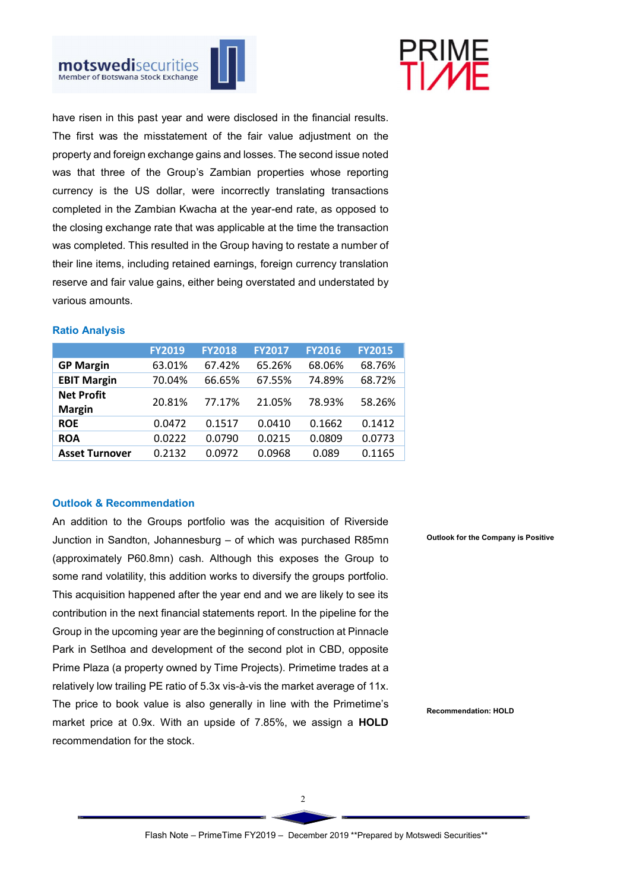have risen in this past year and were disclosed in the financial results. The first was the misstatement of the fair value adjustment on the property and foreign exchange gains and losses. The second issue noted was that three of the Group's Zambian properties whose reporting currency is the US dollar, were incorrectly translating transactions completed in the Zambian Kwacha at the year-end rate, as opposed to the closing exchange rate that was applicable at the time the transaction was completed. This resulted in the Group having to restate a number of their line items, including retained earnings, foreign currency translation reserve and fair value gains, either being overstated and understated by various amounts.

### Ratio Analysis

| | FY2019 | FY2018 | FY2017 | FY2016 | FY2015 |
|---|---|---|---|---|---|
| **GP Margin** | 63.01% | 67.42% | 65.26% | 68.06% | 68.76% |
| **EBIT Margin** | 70.04% | 66.65% | 67.55% | 74.89% | 68.72% |
| **Net Profit Margin** | 20.81% | 77.17% | 21.05% | 78.93% | 58.26% |
| **ROE** | 0.0472 | 0.1517 | 0.0410 | 0.1662 | 0.1412 |
| **ROA** | 0.0222 | 0.0790 | 0.0215 | 0.0809 | 0.0773 |
| **Asset Turnover** | 0.2132 | 0.0972 | 0.0968 | 0.089 | 0.1165 |

### Outlook & Recommendation

**Outlook for the Company is Positive**

An addition to the Groups portfolio was the acquisition of Riverside Junction in Sandton, Johannesburg – of which was purchased R85mn (approximately P60.8mn) cash. Although this exposes the Group to some rand volatility, this addition works to diversify the groups portfolio. This acquisition happened after the year end and we are likely to see its contribution in the next financial statements report. In the pipeline for the Group in the upcoming year are the beginning of construction at Pinnacle Park in Setlhoa and development of the second plot in CBD, opposite Prime Plaza (a property owned by Time Projects). Primetime trades at a relatively low trailing PE ratio of 5.3x vis-à-vis the market average of 11x. The price to book value is also generally in line with the Primetime's market price at 0.9x. With an upside of 7.85%, we assign a **HOLD** recommendation for the stock.

**Recommendation: HOLD**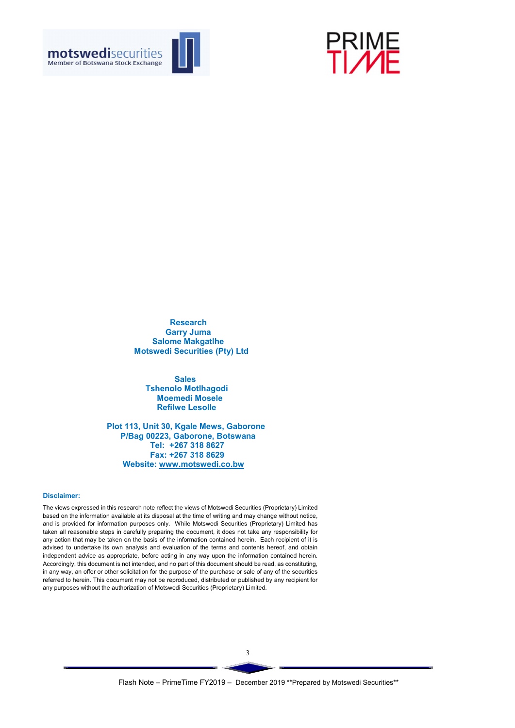**Research**
**Garry Juma**
**Salome Makgatlhe**
**Motswedi Securities (Pty) Ltd**

**Sales**
**Tshenolo Motlhagodi**
**Moemedi Mosele**
**Refilwe Lesolle**

**Plot 113, Unit 30, Kgale Mews, Gaborone**
**P/Bag 00223, Gaborone, Botswana**
**Tel: +267 318 8627**
**Fax: +267 318 8629**
**Website: www.motswedi.co.bw**

**Disclaimer:**

The views expressed in this research note reflect the views of Motswedi Securities (Proprietary) Limited based on the information available at its disposal at the time of writing and may change without notice, and is provided for information purposes only. While Motswedi Securities (Proprietary) Limited has taken all reasonable steps in carefully preparing the document, it does not take any responsibility for any action that may be taken on the basis of the information contained herein. Each recipient of it is advised to undertake its own analysis and evaluation of the terms and contents hereof, and obtain independent advice as appropriate, before acting in any way upon the information contained herein. Accordingly, this document is not intended, and no part of this document should be read, as constituting, in any way, an offer or other solicitation for the purpose of the purchase or sale of any of the securities referred to herein. This document may not be reproduced, distributed or published by any recipient for any purposes without the authorization of Motswedi Securities (Proprietary) Limited.